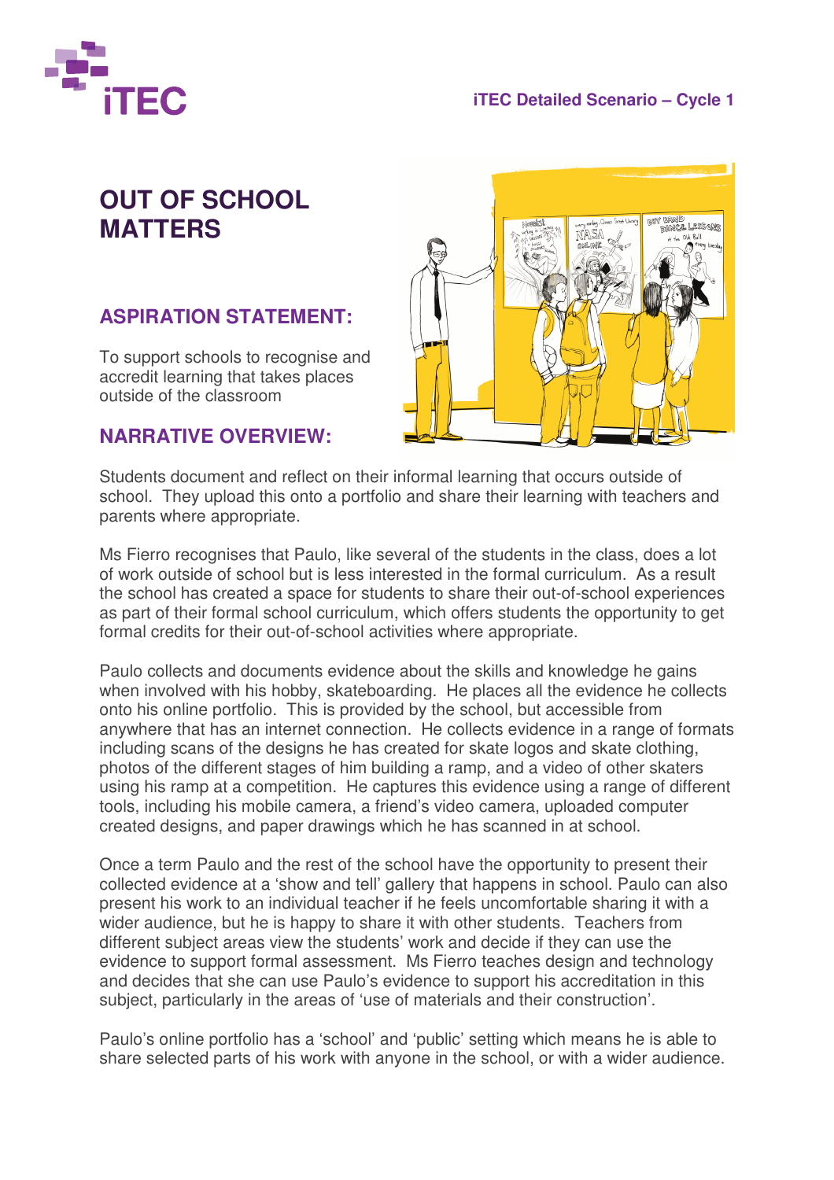# OUT OF SCHOOL MATTERS

## ASPIRATION STATEMENT:

To support schools to recognise and accredit learning that takes places outside of the classroom

## NARRATIVE OVERVIEW:

Students document and reflect on their informal learning that occurs outside of school. They upload this onto a portfolio and share their learning with teachers and parents where appropriate.

Ms Fierro recognises that Paulo, like several of the students in the class, does a lot of work outside of school but is less interested in the formal curriculum. As a result the school has created a space for students to share their out-of-school experiences as part of their formal school curriculum, which offers students the opportunity to get formal credits for their out-of-school activities where appropriate.

Paulo collects and documents evidence about the skills and knowledge he gains when involved with his hobby, skateboarding. He places all the evidence he collects onto his online portfolio. This is provided by the school, but accessible from anywhere that has an internet connection. He collects evidence in a range of formats including scans of the designs he has created for skate logos and skate clothing, photos of the different stages of him building a ramp, and a video of other skaters using his ramp at a competition. He captures this evidence using a range of different tools, including his mobile camera, a friend's video camera, uploaded computer created designs, and paper drawings which he has scanned in at school.

Once a term Paulo and the rest of the school have the opportunity to present their collected evidence at a 'show and tell' gallery that happens in school. Paulo can also present his work to an individual teacher if he feels uncomfortable sharing it with a wider audience, but he is happy to share it with other students. Teachers from different subject areas view the students' work and decide if they can use the evidence to support formal assessment. Ms Fierro teaches design and technology and decides that she can use Paulo's evidence to support his accreditation in this subject, particularly in the areas of 'use of materials and their construction'.

Paulo's online portfolio has a 'school' and 'public' setting which means he is able to share selected parts of his work with anyone in the school, or with a wider audience.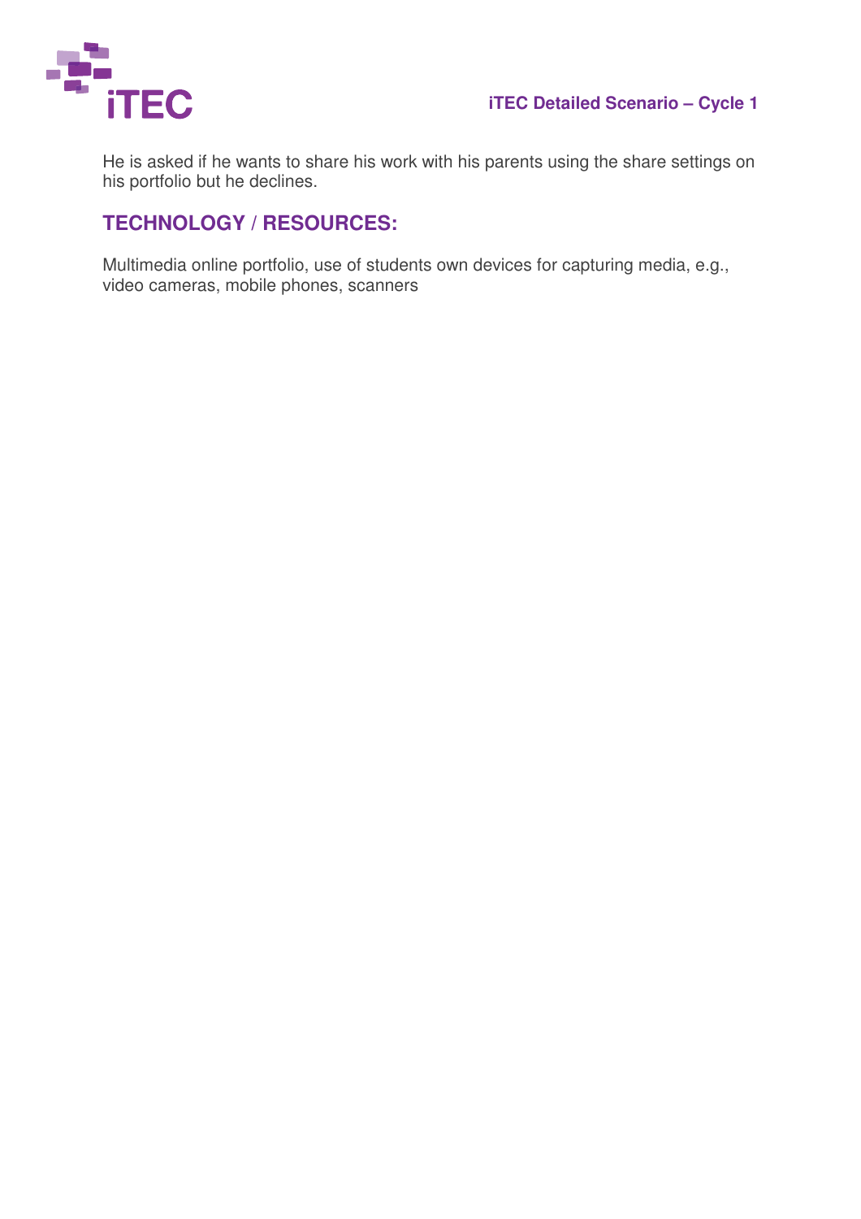He is asked if he wants to share his work with his parents using the share settings on his portfolio but he declines.

## TECHNOLOGY / RESOURCES:

Multimedia online portfolio, use of students own devices for capturing media, e.g., video cameras, mobile phones, scanners